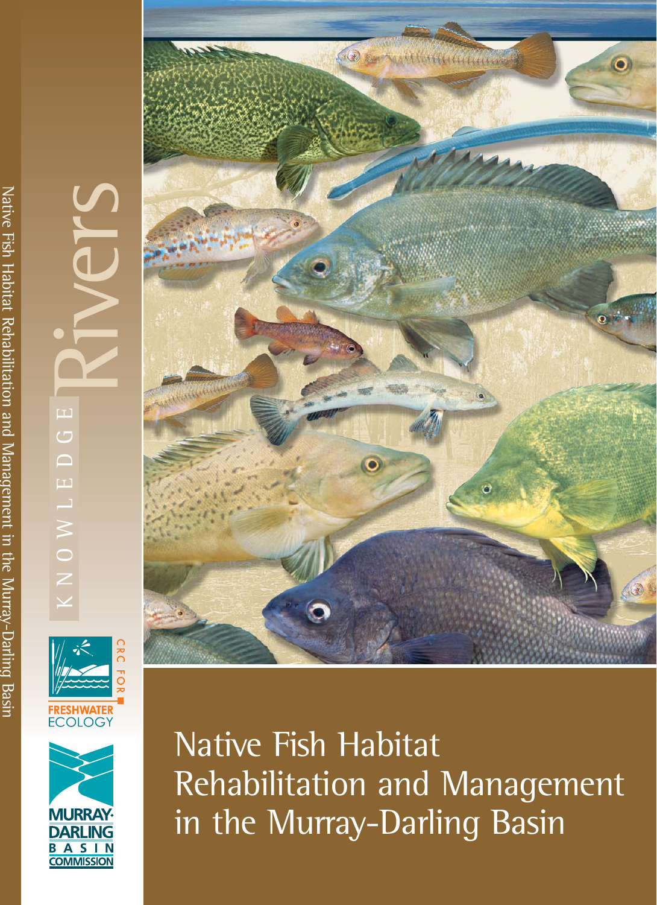Native Fish Habitat Rehabilitation and Management in the Murray-Darling Basin

KNOWLEDGE Rivers

CRC FOR FRESHWATER ECOLOGY

MURRAY-DARLING BASIN COMMISSION

# Native Fish Habitat Rehabilitation and Management in the Murray-Darling Basin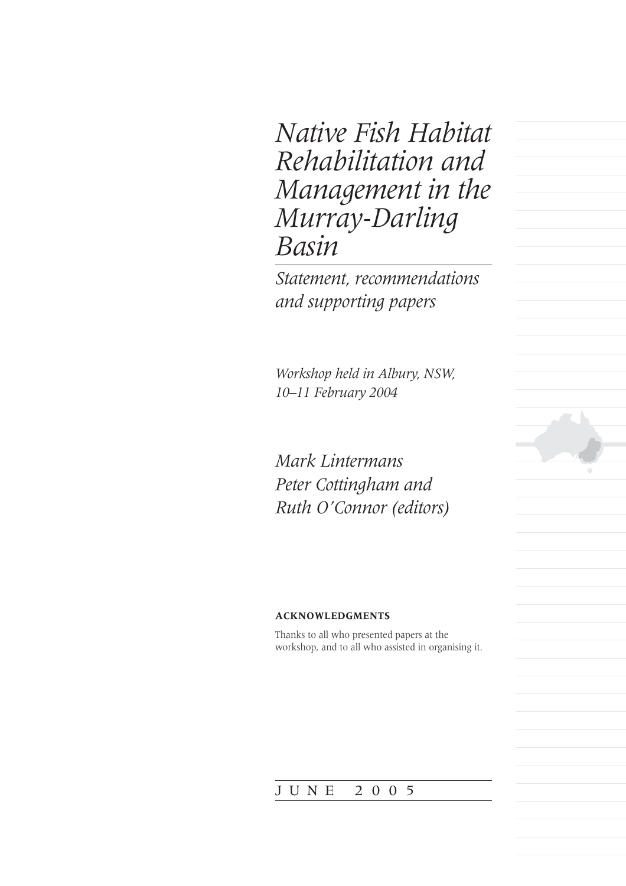# *Native Fish Habitat Rehabilitation and Management in the Murray-Darling Basin*

*Statement, recommendations and supporting papers*

*Workshop held in Albury, NSW, 10–11 February 2004*

*Mark Lintermans*
*Peter Cottingham and*
*Ruth O'Connor (editors)*

**ACKNOWLEDGMENTS**

Thanks to all who presented papers at the workshop, and to all who assisted in organising it.

JUNE 2005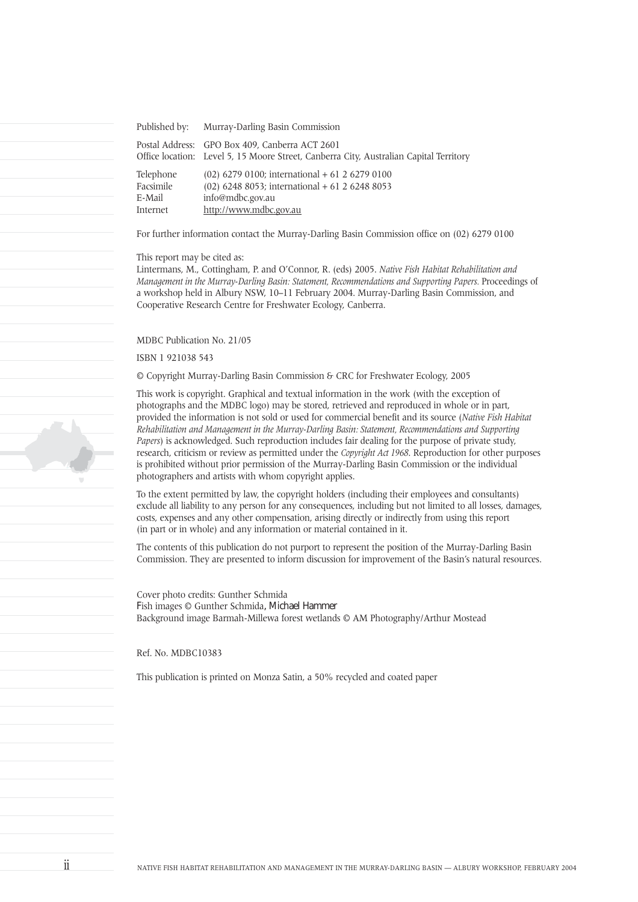Published by: Murray-Darling Basin Commission

Postal Address: GPO Box 409, Canberra ACT 2601
Office location: Level 5, 15 Moore Street, Canberra City, Australian Capital Territory

Telephone (02) 6279 0100; international + 61 2 6279 0100
Facsimile (02) 6248 8053; international + 61 2 6248 8053
E-Mail info@mdbc.gov.au
Internet http://www.mdbc.gov.au

For further information contact the Murray-Darling Basin Commission office on (02) 6279 0100

This report may be cited as:
Lintermans, M., Cottingham, P. and O'Connor, R. (eds) 2005. *Native Fish Habitat Rehabilitation and Management in the Murray-Darling Basin: Statement, Recommendations and Supporting Papers.* Proceedings of a workshop held in Albury NSW, 10–11 February 2004. Murray-Darling Basin Commission, and Cooperative Research Centre for Freshwater Ecology, Canberra.

MDBC Publication No. 21/05

ISBN 1 921038 543

© Copyright Murray-Darling Basin Commission & CRC for Freshwater Ecology, 2005

This work is copyright. Graphical and textual information in the work (with the exception of photographs and the MDBC logo) may be stored, retrieved and reproduced in whole or in part, provided the information is not sold or used for commercial benefit and its source (*Native Fish Habitat Rehabilitation and Management in the Murray-Darling Basin: Statement, Recommendations and Supporting Papers*) is acknowledged. Such reproduction includes fair dealing for the purpose of private study, research, criticism or review as permitted under the *Copyright Act 1968*. Reproduction for other purposes is prohibited without prior permission of the Murray-Darling Basin Commission or the individual photographers and artists with whom copyright applies.

To the extent permitted by law, the copyright holders (including their employees and consultants) exclude all liability to any person for any consequences, including but not limited to all losses, damages, costs, expenses and any other compensation, arising directly or indirectly from using this report (in part or in whole) and any information or material contained in it.

The contents of this publication do not purport to represent the position of the Murray-Darling Basin Commission. They are presented to inform discussion for improvement of the Basin's natural resources.

Cover photo credits: Gunther Schmida
Fish images © Gunther Schmida, Michael Hammer
Background image Barmah-Millewa forest wetlands © AM Photography/Arthur Mostead

Ref. No. MDBC10383

This publication is printed on Monza Satin, a 50% recycled and coated paper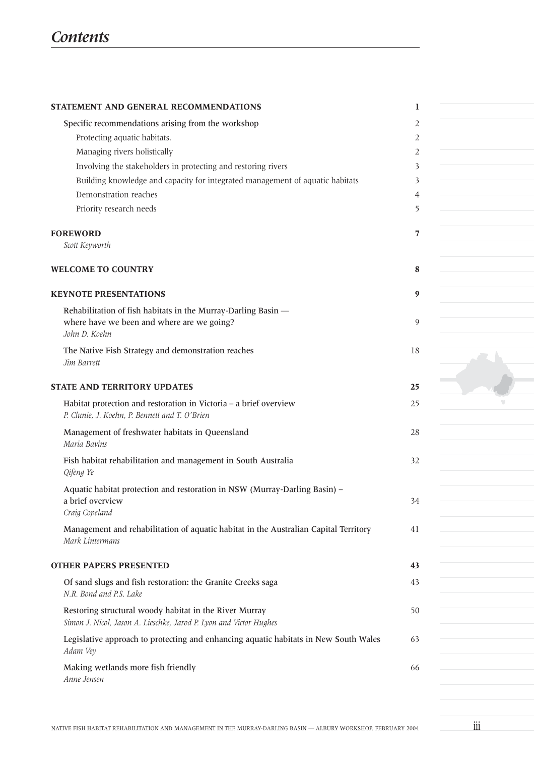# *Contents*

| | |
|---|---|
| **STATEMENT AND GENERAL RECOMMENDATIONS** | **1** |
| Specific recommendations arising from the workshop | 2 |
| Protecting aquatic habitats. | 2 |
| Managing rivers holistically | 2 |
| Involving the stakeholders in protecting and restoring rivers | 3 |
| Building knowledge and capacity for integrated management of aquatic habitats | 3 |
| Demonstration reaches | 4 |
| Priority research needs | 5 |
| **FOREWORD** <br> *Scott Keyworth* | **7** |
| **WELCOME TO COUNTRY** | **8** |
| **KEYNOTE PRESENTATIONS** | **9** |
| Rehabilitation of fish habitats in the Murray-Darling Basin — where have we been and where are we going? <br> *John D. Koehn* | 9 |
| The Native Fish Strategy and demonstration reaches <br> *Jim Barrett* | 18 |
| **STATE AND TERRITORY UPDATES** | **25** |
| Habitat protection and restoration in Victoria – a brief overview <br> *P. Clunie, J. Koehn, P. Bennett and T. O'Brien* | 25 |
| Management of freshwater habitats in Queensland <br> *Maria Bavins* | 28 |
| Fish habitat rehabilitation and management in South Australia <br> *Qifeng Ye* | 32 |
| Aquatic habitat protection and restoration in NSW (Murray-Darling Basin) – a brief overview <br> *Craig Copeland* | 34 |
| Management and rehabilitation of aquatic habitat in the Australian Capital Territory <br> *Mark Lintermans* | 41 |
| **OTHER PAPERS PRESENTED** | **43** |
| Of sand slugs and fish restoration: the Granite Creeks saga <br> *N.R. Bond and P.S. Lake* | 43 |
| Restoring structural woody habitat in the River Murray <br> *Simon J. Nicol, Jason A. Lieschke, Jarod P. Lyon and Victor Hughes* | 50 |
| Legislative approach to protecting and enhancing aquatic habitats in New South Wales <br> *Adam Vey* | 63 |
| Making wetlands more fish friendly <br> *Anne Jensen* | 66 |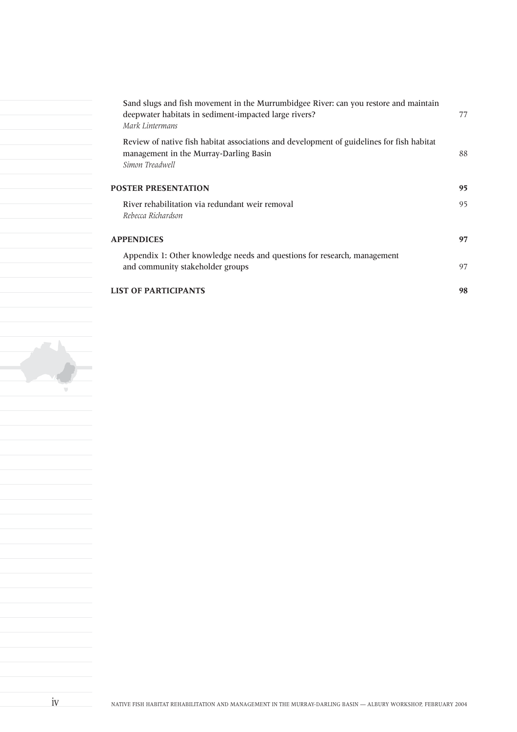Sand slugs and fish movement in the Murrumbidgee River: can you restore and maintain deepwater habitats in sediment-impacted large rivers? 77
*Mark Lintermans*

Review of native fish habitat associations and development of guidelines for fish habitat management in the Murray-Darling Basin 88
*Simon Treadwell*

**POSTER PRESENTATION** **95**

River rehabilitation via redundant weir removal 95
*Rebecca Richardson*

**APPENDICES** **97**

Appendix 1: Other knowledge needs and questions for research, management and community stakeholder groups 97

**LIST OF PARTICIPANTS** **98**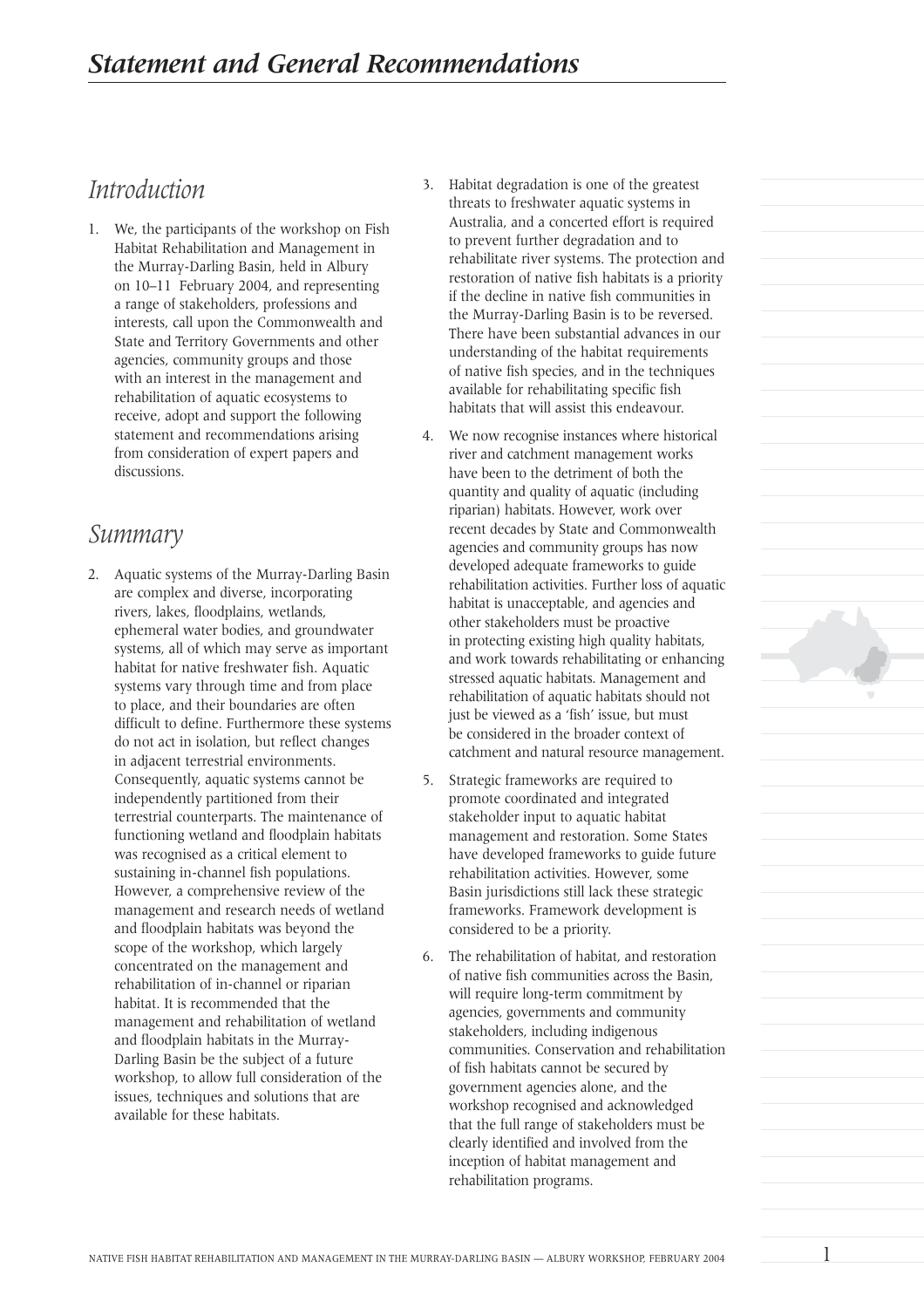# *Statement and General Recommendations*

## *Introduction*

1. We, the participants of the workshop on Fish Habitat Rehabilitation and Management in the Murray-Darling Basin, held in Albury on 10–11 February 2004, and representing a range of stakeholders, professions and interests, call upon the Commonwealth and State and Territory Governments and other agencies, community groups and those with an interest in the management and rehabilitation of aquatic ecosystems to receive, adopt and support the following statement and recommendations arising from consideration of expert papers and discussions.

## *Summary*

2. Aquatic systems of the Murray-Darling Basin are complex and diverse, incorporating rivers, lakes, floodplains, wetlands, ephemeral water bodies, and groundwater systems, all of which may serve as important habitat for native freshwater fish. Aquatic systems vary through time and from place to place, and their boundaries are often difficult to define. Furthermore these systems do not act in isolation, but reflect changes in adjacent terrestrial environments. Consequently, aquatic systems cannot be independently partitioned from their terrestrial counterparts. The maintenance of functioning wetland and floodplain habitats was recognised as a critical element to sustaining in-channel fish populations. However, a comprehensive review of the management and research needs of wetland and floodplain habitats was beyond the scope of the workshop, which largely concentrated on the management and rehabilitation of in-channel or riparian habitat. It is recommended that the management and rehabilitation of wetland and floodplain habitats in the Murray-Darling Basin be the subject of a future workshop, to allow full consideration of the issues, techniques and solutions that are available for these habitats.

3. Habitat degradation is one of the greatest threats to freshwater aquatic systems in Australia, and a concerted effort is required to prevent further degradation and to rehabilitate river systems. The protection and restoration of native fish habitats is a priority if the decline in native fish communities in the Murray-Darling Basin is to be reversed. There have been substantial advances in our understanding of the habitat requirements of native fish species, and in the techniques available for rehabilitating specific fish habitats that will assist this endeavour.

4. We now recognise instances where historical river and catchment management works have been to the detriment of both the quantity and quality of aquatic (including riparian) habitats. However, work over recent decades by State and Commonwealth agencies and community groups has now developed adequate frameworks to guide rehabilitation activities. Further loss of aquatic habitat is unacceptable, and agencies and other stakeholders must be proactive in protecting existing high quality habitats, and work towards rehabilitating or enhancing stressed aquatic habitats. Management and rehabilitation of aquatic habitats should not just be viewed as a 'fish' issue, but must be considered in the broader context of catchment and natural resource management.

5. Strategic frameworks are required to promote coordinated and integrated stakeholder input to aquatic habitat management and restoration. Some States have developed frameworks to guide future rehabilitation activities. However, some Basin jurisdictions still lack these strategic frameworks. Framework development is considered to be a priority.

6. The rehabilitation of habitat, and restoration of native fish communities across the Basin, will require long-term commitment by agencies, governments and community stakeholders, including indigenous communities. Conservation and rehabilitation of fish habitats cannot be secured by government agencies alone, and the workshop recognised and acknowledged that the full range of stakeholders must be clearly identified and involved from the inception of habitat management and rehabilitation programs.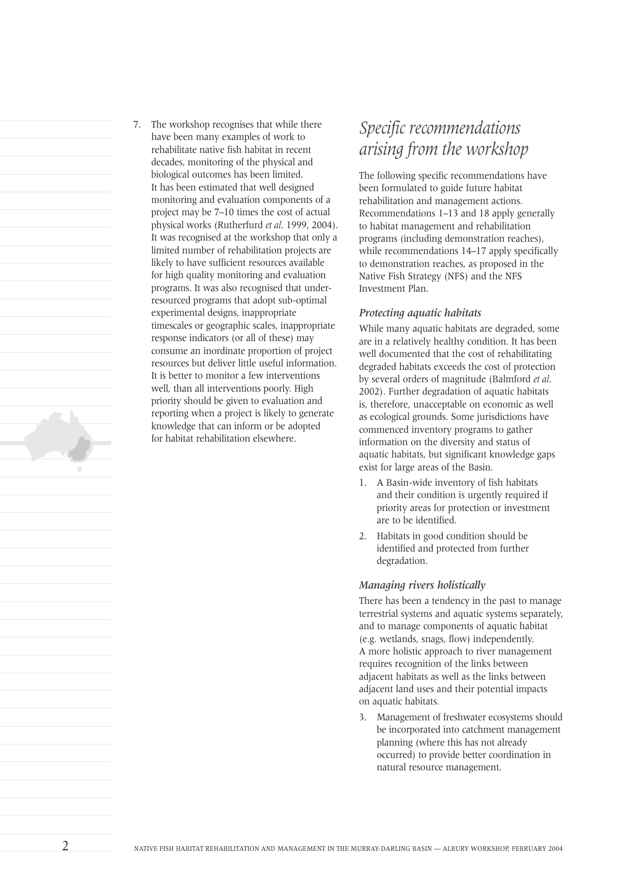7. The workshop recognises that while there have been many examples of work to rehabilitate native fish habitat in recent decades, monitoring of the physical and biological outcomes has been limited. It has been estimated that well designed monitoring and evaluation components of a project may be 7–10 times the cost of actual physical works (Rutherfurd *et al*. 1999, 2004). It was recognised at the workshop that only a limited number of rehabilitation projects are likely to have sufficient resources available for high quality monitoring and evaluation programs. It was also recognised that under-resourced programs that adopt sub-optimal experimental designs, inappropriate timescales or geographic scales, inappropriate response indicators (or all of these) may consume an inordinate proportion of project resources but deliver little useful information. It is better to monitor a few interventions well, than all interventions poorly. High priority should be given to evaluation and reporting when a project is likely to generate knowledge that can inform or be adopted for habitat rehabilitation elsewhere.

## *Specific recommendations arising from the workshop*

The following specific recommendations have been formulated to guide future habitat rehabilitation and management actions. Recommendations 1–13 and 18 apply generally to habitat management and rehabilitation programs (including demonstration reaches), while recommendations 14–17 apply specifically to demonstration reaches, as proposed in the Native Fish Strategy (NFS) and the NFS Investment Plan.

### *Protecting aquatic habitats*

While many aquatic habitats are degraded, some are in a relatively healthy condition. It has been well documented that the cost of rehabilitating degraded habitats exceeds the cost of protection by several orders of magnitude (Balmford *et al*. 2002). Further degradation of aquatic habitats is, therefore, unacceptable on economic as well as ecological grounds. Some jurisdictions have commenced inventory programs to gather information on the diversity and status of aquatic habitats, but significant knowledge gaps exist for large areas of the Basin.

1. A Basin-wide inventory of fish habitats and their condition is urgently required if priority areas for protection or investment are to be identified.
2. Habitats in good condition should be identified and protected from further degradation.

### *Managing rivers holistically*

There has been a tendency in the past to manage terrestrial systems and aquatic systems separately, and to manage components of aquatic habitat (e.g. wetlands, snags, flow) independently. A more holistic approach to river management requires recognition of the links between adjacent habitats as well as the links between adjacent land uses and their potential impacts on aquatic habitats.

3. Management of freshwater ecosystems should be incorporated into catchment management planning (where this has not already occurred) to provide better coordination in natural resource management.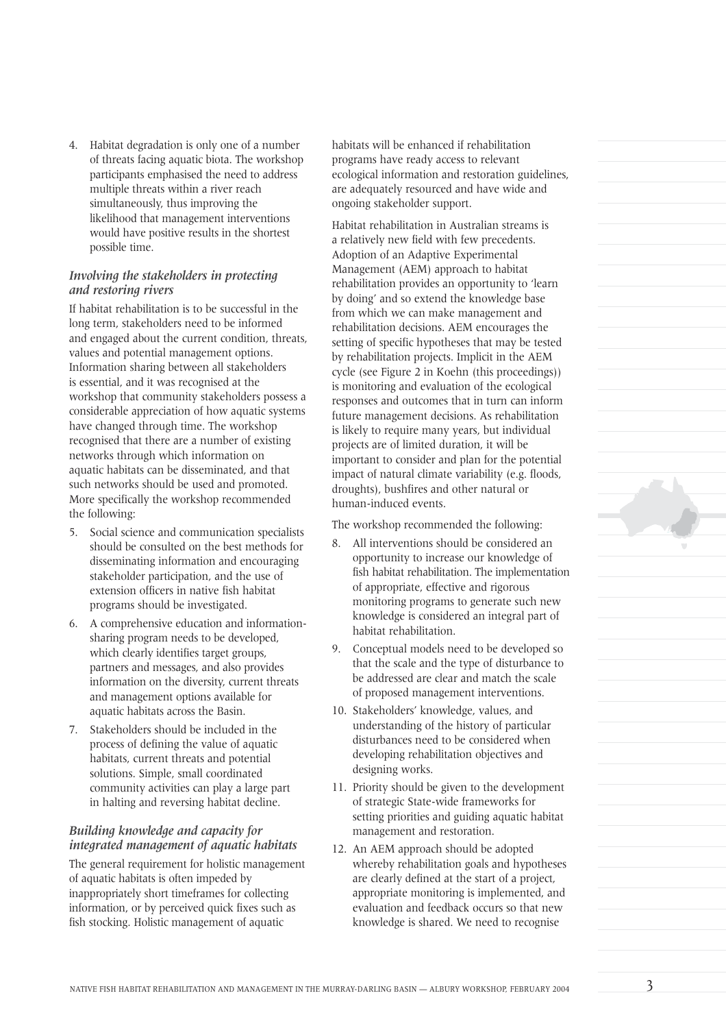4. Habitat degradation is only one of a number of threats facing aquatic biota. The workshop participants emphasised the need to address multiple threats within a river reach simultaneously, thus improving the likelihood that management interventions would have positive results in the shortest possible time.

### *Involving the stakeholders in protecting and restoring rivers*

If habitat rehabilitation is to be successful in the long term, stakeholders need to be informed and engaged about the current condition, threats, values and potential management options. Information sharing between all stakeholders is essential, and it was recognised at the workshop that community stakeholders possess a considerable appreciation of how aquatic systems have changed through time. The workshop recognised that there are a number of existing networks through which information on aquatic habitats can be disseminated, and that such networks should be used and promoted. More specifically the workshop recommended the following:

5. Social science and communication specialists should be consulted on the best methods for disseminating information and encouraging stakeholder participation, and the use of extension officers in native fish habitat programs should be investigated.
6. A comprehensive education and information-sharing program needs to be developed, which clearly identifies target groups, partners and messages, and also provides information on the diversity, current threats and management options available for aquatic habitats across the Basin.
7. Stakeholders should be included in the process of defining the value of aquatic habitats, current threats and potential solutions. Simple, small coordinated community activities can play a large part in halting and reversing habitat decline.

### *Building knowledge and capacity for integrated management of aquatic habitats*

The general requirement for holistic management of aquatic habitats is often impeded by inappropriately short timeframes for collecting information, or by perceived quick fixes such as fish stocking. Holistic management of aquatic habitats will be enhanced if rehabilitation programs have ready access to relevant ecological information and restoration guidelines, are adequately resourced and have wide and ongoing stakeholder support.

Habitat rehabilitation in Australian streams is a relatively new field with few precedents. Adoption of an Adaptive Experimental Management (AEM) approach to habitat rehabilitation provides an opportunity to 'learn by doing' and so extend the knowledge base from which we can make management and rehabilitation decisions. AEM encourages the setting of specific hypotheses that may be tested by rehabilitation projects. Implicit in the AEM cycle (see Figure 2 in Koehn (this proceedings)) is monitoring and evaluation of the ecological responses and outcomes that in turn can inform future management decisions. As rehabilitation is likely to require many years, but individual projects are of limited duration, it will be important to consider and plan for the potential impact of natural climate variability (e.g. floods, droughts), bushfires and other natural or human-induced events.

The workshop recommended the following:

8. All interventions should be considered an opportunity to increase our knowledge of fish habitat rehabilitation. The implementation of appropriate, effective and rigorous monitoring programs to generate such new knowledge is considered an integral part of habitat rehabilitation.
9. Conceptual models need to be developed so that the scale and the type of disturbance to be addressed are clear and match the scale of proposed management interventions.
10. Stakeholders' knowledge, values, and understanding of the history of particular disturbances need to be considered when developing rehabilitation objectives and designing works.
11. Priority should be given to the development of strategic State-wide frameworks for setting priorities and guiding aquatic habitat management and restoration.
12. An AEM approach should be adopted whereby rehabilitation goals and hypotheses are clearly defined at the start of a project, appropriate monitoring is implemented, and evaluation and feedback occurs so that new knowledge is shared. We need to recognise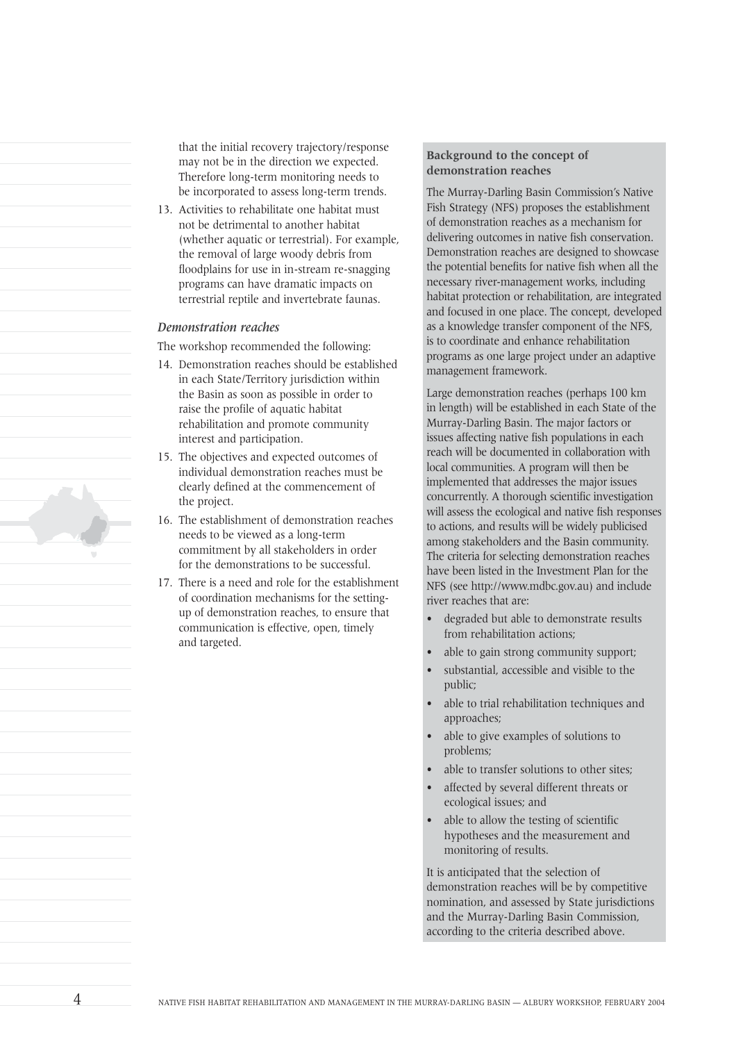that the initial recovery trajectory/response may not be in the direction we expected. Therefore long-term monitoring needs to be incorporated to assess long-term trends.

13. Activities to rehabilitate one habitat must not be detrimental to another habitat (whether aquatic or terrestrial). For example, the removal of large woody debris from floodplains for use in in-stream re-snagging programs can have dramatic impacts on terrestrial reptile and invertebrate faunas.

### *Demonstration reaches*

The workshop recommended the following:

14. Demonstration reaches should be established in each State/Territory jurisdiction within the Basin as soon as possible in order to raise the profile of aquatic habitat rehabilitation and promote community interest and participation.
15. The objectives and expected outcomes of individual demonstration reaches must be clearly defined at the commencement of the project.
16. The establishment of demonstration reaches needs to be viewed as a long-term commitment by all stakeholders in order for the demonstrations to be successful.
17. There is a need and role for the establishment of coordination mechanisms for the setting-up of demonstration reaches, to ensure that communication is effective, open, timely and targeted.

**Background to the concept of demonstration reaches**

The Murray-Darling Basin Commission's Native Fish Strategy (NFS) proposes the establishment of demonstration reaches as a mechanism for delivering outcomes in native fish conservation. Demonstration reaches are designed to showcase the potential benefits for native fish when all the necessary river-management works, including habitat protection or rehabilitation, are integrated and focused in one place. The concept, developed as a knowledge transfer component of the NFS, is to coordinate and enhance rehabilitation programs as one large project under an adaptive management framework.

Large demonstration reaches (perhaps 100 km in length) will be established in each State of the Murray-Darling Basin. The major factors or issues affecting native fish populations in each reach will be documented in collaboration with local communities. A program will then be implemented that addresses the major issues concurrently. A thorough scientific investigation will assess the ecological and native fish responses to actions, and results will be widely publicised among stakeholders and the Basin community. The criteria for selecting demonstration reaches have been listed in the Investment Plan for the NFS (see http://www.mdbc.gov.au) and include river reaches that are:

- degraded but able to demonstrate results from rehabilitation actions;
- able to gain strong community support;
- substantial, accessible and visible to the public;
- able to trial rehabilitation techniques and approaches;
- able to give examples of solutions to problems;
- able to transfer solutions to other sites;
- affected by several different threats or ecological issues; and
- able to allow the testing of scientific hypotheses and the measurement and monitoring of results.

It is anticipated that the selection of demonstration reaches will be by competitive nomination, and assessed by State jurisdictions and the Murray-Darling Basin Commission, according to the criteria described above.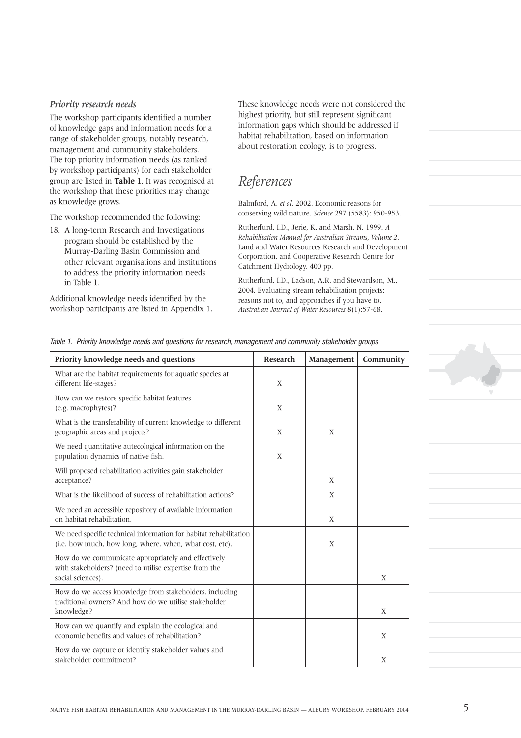### *Priority research needs*

The workshop participants identified a number of knowledge gaps and information needs for a range of stakeholder groups, notably research, management and community stakeholders. The top priority information needs (as ranked by workshop participants) for each stakeholder group are listed in **Table 1**. It was recognised at the workshop that these priorities may change as knowledge grows.

The workshop recommended the following:

18. A long-term Research and Investigations program should be established by the Murray-Darling Basin Commission and other relevant organisations and institutions to address the priority information needs in Table 1.

Additional knowledge needs identified by the workshop participants are listed in Appendix 1. These knowledge needs were not considered the highest priority, but still represent significant information gaps which should be addressed if habitat rehabilitation, based on information about restoration ecology, is to progress.

# *References*

Balmford, A. *et al.* 2002. Economic reasons for conserving wild nature. *Science* 297 (5583): 950-953.

Rutherfurd, I.D., Jerie, K. and Marsh, N. 1999. *A Rehabilitation Manual for Australian Streams, Volume 2*. Land and Water Resources Research and Development Corporation, and Cooperative Research Centre for Catchment Hydrology. 400 pp.

Rutherfurd, I.D., Ladson, A.R. and Stewardson, M., 2004. Evaluating stream rehabilitation projects: reasons not to, and approaches if you have to. *Australian Journal of Water Resources* 8(1):57-68.

*Table 1. Priority knowledge needs and questions for research, management and community stakeholder groups*

| Priority knowledge needs and questions | Research | Management | Community |
|---|---|---|---|
| What are the habitat requirements for aquatic species at different life-stages? | X | | |
| How can we restore specific habitat features (e.g. macrophytes)? | X | | |
| What is the transferability of current knowledge to different geographic areas and projects? | X | X | |
| We need quantitative autecological information on the population dynamics of native fish. | X | | |
| Will proposed rehabilitation activities gain stakeholder acceptance? | | X | |
| What is the likelihood of success of rehabilitation actions? | | X | |
| We need an accessible repository of available information on habitat rehabilitation. | | X | |
| We need specific technical information for habitat rehabilitation (i.e. how much, how long, where, when, what cost, etc). | | X | |
| How do we communicate appropriately and effectively with stakeholders? (need to utilise expertise from the social sciences). | | | X |
| How do we access knowledge from stakeholders, including traditional owners? And how do we utilise stakeholder knowledge? | | | X |
| How can we quantify and explain the ecological and economic benefits and values of rehabilitation? | | | X |
| How do we capture or identify stakeholder values and stakeholder commitment? | | | X |